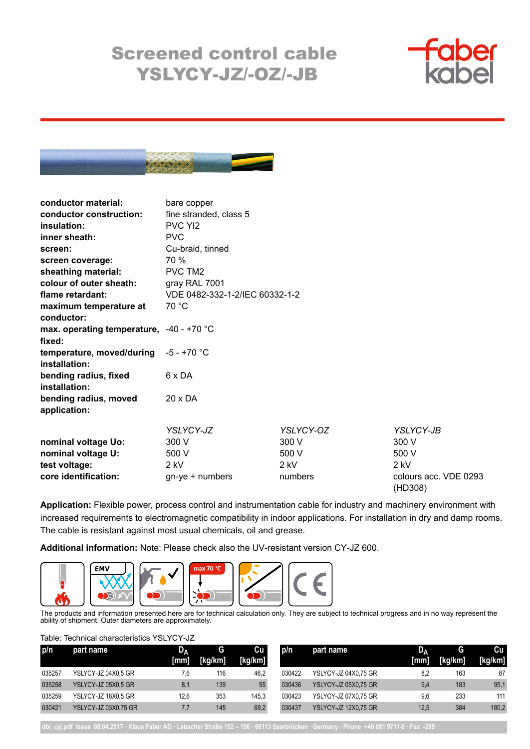# Screened control cable YSLYCY-JZ/-OZ/-JB

| | |
|---|---|
| **conductor material:** | bare copper |
| **conductor construction:** | fine stranded, class 5 |
| **insulation:** | PVC YI2 |
| **inner sheath:** | PVC |
| **screen:** | Cu-braid, tinned |
| **screen coverage:** | 70 % |
| **sheathing material:** | PVC TM2 |
| **colour of outer sheath:** | gray RAL 7001 |
| **flame retardant:** | VDE 0482-332-1-2/IEC 60332-1-2 |
| **maximum temperature at conductor:** | 70 °C |
| **max. operating temperature, fixed:** | -40 - +70 °C |
| **temperature, moved/during installation:** | -5 - +70 °C |
| **bending radius, fixed installation:** | 6 x DA |
| **bending radius, moved application:** | 20 x DA |

| | *YSLYCY-JZ* | *YSLYCY-OZ* | *YSLYCY-JB* |
|---|---|---|---|
| **nominal voltage Uo:** | 300 V | 300 V | 300 V |
| **nominal voltage U:** | 500 V | 500 V | 500 V |
| **test voltage:** | 2 kV | 2 kV | 2 kV |
| **core identification:** | gn-ye + numbers | numbers | colours acc. VDE 0293 (HD308) |

**Application:** Flexible power, process control and instrumentation cable for industry and machinery environment with increased requirements to electromagnetic compatibility in indoor applications. For installation in dry and damp rooms. The cable is resistant against most usual chemicals, oil and grease.

**Additional information:** Note: Please check also the UV-resistant version CY-JZ 600.

The products and information presented here are for technical calculation only. They are subject to technical progress and in no way represent the ability of shipment. Outer diameters are approximately.

Table: Technical characteristics YSLYCY-JZ

| p/n | part name | $D_A$ [mm] | G [kg/km] | Cu [kg/km] |
|---|---|---|---|---|
| 035257 | YSLYCY-JZ 04X0,5 GR | 7,6 | 116 | 46,2 |
| 035258 | YSLYCY-JZ 05X0,5 GR | 8,1 | 139 | 55 |
| 035259 | YSLYCY-JZ 18X0,5 GR | 12,6 | 353 | 145,3 |
| 030421 | YSLYCY-JZ 03X0,75 GR | 7,7 | 145 | 69,2 |
| 030422 | YSLYCY-JZ 04X0,75 GR | 8,2 | 163 | 87 |
| 030436 | YSLYCY-JZ 05X0,75 GR | 9,4 | 183 | 95,1 |
| 030423 | YSLYCY-JZ 07X0,75 GR | 9,6 | 233 | 111 |
| 030437 | YSLYCY-JZ 12X0,75 GR | 12,5 | 384 | 180,2 |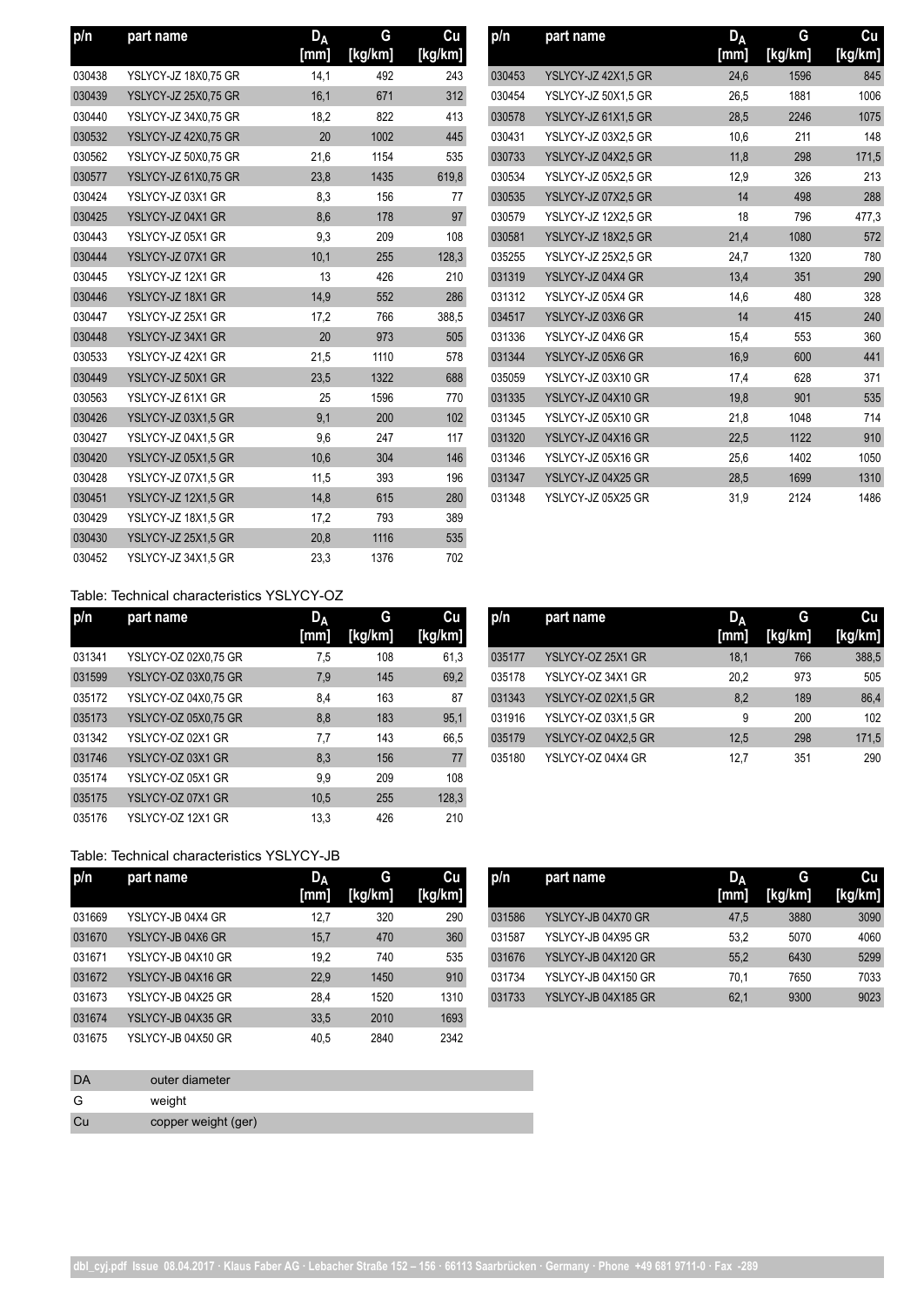| p/n | part name | $D_A$ [mm] | G [kg/km] | Cu [kg/km] |
|---|---|---|---|---|
| 030438 | YSLYCY-JZ 18X0,75 GR | 14,1 | 492 | 243 |
| 030439 | YSLYCY-JZ 25X0,75 GR | 16,1 | 671 | 312 |
| 030440 | YSLYCY-JZ 34X0,75 GR | 18,2 | 822 | 413 |
| 030532 | YSLYCY-JZ 42X0,75 GR | 20 | 1002 | 445 |
| 030562 | YSLYCY-JZ 50X0,75 GR | 21,6 | 1154 | 535 |
| 030577 | YSLYCY-JZ 61X0,75 GR | 23,8 | 1435 | 619,8 |
| 030424 | YSLYCY-JZ 03X1 GR | 8,3 | 156 | 77 |
| 030425 | YSLYCY-JZ 04X1 GR | 8,6 | 178 | 97 |
| 030443 | YSLYCY-JZ 05X1 GR | 9,3 | 209 | 108 |
| 030444 | YSLYCY-JZ 07X1 GR | 10,1 | 255 | 128,3 |
| 030445 | YSLYCY-JZ 12X1 GR | 13 | 426 | 210 |
| 030446 | YSLYCY-JZ 18X1 GR | 14,9 | 552 | 286 |
| 030447 | YSLYCY-JZ 25X1 GR | 17,2 | 766 | 388,5 |
| 030448 | YSLYCY-JZ 34X1 GR | 20 | 973 | 505 |
| 030533 | YSLYCY-JZ 42X1 GR | 21,5 | 1110 | 578 |
| 030449 | YSLYCY-JZ 50X1 GR | 23,5 | 1322 | 688 |
| 030563 | YSLYCY-JZ 61X1 GR | 25 | 1596 | 770 |
| 030426 | YSLYCY-JZ 03X1,5 GR | 9,1 | 200 | 102 |
| 030427 | YSLYCY-JZ 04X1,5 GR | 9,6 | 247 | 117 |
| 030420 | YSLYCY-JZ 05X1,5 GR | 10,6 | 304 | 146 |
| 030428 | YSLYCY-JZ 07X1,5 GR | 11,5 | 393 | 196 |
| 030451 | YSLYCY-JZ 12X1,5 GR | 14,8 | 615 | 280 |
| 030429 | YSLYCY-JZ 18X1,5 GR | 17,2 | 793 | 389 |
| 030430 | YSLYCY-JZ 25X1,5 GR | 20,8 | 1116 | 535 |
| 030452 | YSLYCY-JZ 34X1,5 GR | 23,3 | 1376 | 702 |
| 030453 | YSLYCY-JZ 42X1,5 GR | 24,6 | 1596 | 845 |
| 030454 | YSLYCY-JZ 50X1,5 GR | 26,5 | 1881 | 1006 |
| 030578 | YSLYCY-JZ 61X1,5 GR | 28,5 | 2246 | 1075 |
| 030431 | YSLYCY-JZ 03X2,5 GR | 10,6 | 211 | 148 |
| 030733 | YSLYCY-JZ 04X2,5 GR | 11,8 | 298 | 171,5 |
| 030534 | YSLYCY-JZ 05X2,5 GR | 12,9 | 326 | 213 |
| 030535 | YSLYCY-JZ 07X2,5 GR | 14 | 498 | 288 |
| 030579 | YSLYCY-JZ 12X2,5 GR | 18 | 796 | 477,3 |
| 030581 | YSLYCY-JZ 18X2,5 GR | 21,4 | 1080 | 572 |
| 035255 | YSLYCY-JZ 25X2,5 GR | 24,7 | 1320 | 780 |
| 031319 | YSLYCY-JZ 04X4 GR | 13,4 | 351 | 290 |
| 031312 | YSLYCY-JZ 05X4 GR | 14,6 | 480 | 328 |
| 034517 | YSLYCY-JZ 03X6 GR | 14 | 415 | 240 |
| 031336 | YSLYCY-JZ 04X6 GR | 15,4 | 553 | 360 |
| 031344 | YSLYCY-JZ 05X6 GR | 16,9 | 600 | 441 |
| 035059 | YSLYCY-JZ 03X10 GR | 17,4 | 628 | 371 |
| 031335 | YSLYCY-JZ 04X10 GR | 19,8 | 901 | 535 |
| 031345 | YSLYCY-JZ 05X10 GR | 21,8 | 1048 | 714 |
| 031320 | YSLYCY-JZ 04X16 GR | 22,5 | 1122 | 910 |
| 031346 | YSLYCY-JZ 05X16 GR | 25,6 | 1402 | 1050 |
| 031347 | YSLYCY-JZ 04X25 GR | 28,5 | 1699 | 1310 |
| 031348 | YSLYCY-JZ 05X25 GR | 31,9 | 2124 | 1486 |

Table: Technical characteristics YSLYCY-OZ

| p/n | part name | $D_A$ [mm] | G [kg/km] | Cu [kg/km] |
|---|---|---|---|---|
| 031341 | YSLYCY-OZ 02X0,75 GR | 7,5 | 108 | 61,3 |
| 031599 | YSLYCY-OZ 03X0,75 GR | 7,9 | 145 | 69,2 |
| 035172 | YSLYCY-OZ 04X0,75 GR | 8,4 | 163 | 87 |
| 035173 | YSLYCY-OZ 05X0,75 GR | 8,8 | 183 | 95,1 |
| 031342 | YSLYCY-OZ 02X1 GR | 7,7 | 143 | 66,5 |
| 031746 | YSLYCY-OZ 03X1 GR | 8,3 | 156 | 77 |
| 035174 | YSLYCY-OZ 05X1 GR | 9,9 | 209 | 108 |
| 035175 | YSLYCY-OZ 07X1 GR | 10,5 | 255 | 128,3 |
| 035176 | YSLYCY-OZ 12X1 GR | 13,3 | 426 | 210 |
| 035177 | YSLYCY-OZ 25X1 GR | 18,1 | 766 | 388,5 |
| 035178 | YSLYCY-OZ 34X1 GR | 20,2 | 973 | 505 |
| 031343 | YSLYCY-OZ 02X1,5 GR | 8,2 | 189 | 86,4 |
| 031916 | YSLYCY-OZ 03X1,5 GR | 9 | 200 | 102 |
| 035179 | YSLYCY-OZ 04X2,5 GR | 12,5 | 298 | 171,5 |
| 035180 | YSLYCY-OZ 04X4 GR | 12,7 | 351 | 290 |

Table: Technical characteristics YSLYCY-JB

| p/n | part name | $D_A$ [mm] | G [kg/km] | Cu [kg/km] |
|---|---|---|---|---|
| 031669 | YSLYCY-JB 04X4 GR | 12,7 | 320 | 290 |
| 031670 | YSLYCY-JB 04X6 GR | 15,7 | 470 | 360 |
| 031671 | YSLYCY-JB 04X10 GR | 19,2 | 740 | 535 |
| 031672 | YSLYCY-JB 04X16 GR | 22,9 | 1450 | 910 |
| 031673 | YSLYCY-JB 04X25 GR | 28,4 | 1520 | 1310 |
| 031674 | YSLYCY-JB 04X35 GR | 33,5 | 2010 | 1693 |
| 031675 | YSLYCY-JB 04X50 GR | 40,5 | 2840 | 2342 |
| 031586 | YSLYCY-JB 04X70 GR | 47,5 | 3880 | 3090 |
| 031587 | YSLYCY-JB 04X95 GR | 53,2 | 5070 | 4060 |
| 031676 | YSLYCY-JB 04X120 GR | 55,2 | 6430 | 5299 |
| 031734 | YSLYCY-JB 04X150 GR | 70,1 | 7650 | 7033 |
| 031733 | YSLYCY-JB 04X185 GR | 62,1 | 9300 | 9023 |

| | |
|---|---|
| DA | outer diameter |
| G | weight |
| Cu | copper weight (ger) |

dbl_cyj.pdf Issue 08.04.2017 · Klaus Faber AG · Lebacher Straße 152 – 156 · 66113 Saarbrücken · Germany · Phone +49 681 9711-0 · Fax -289